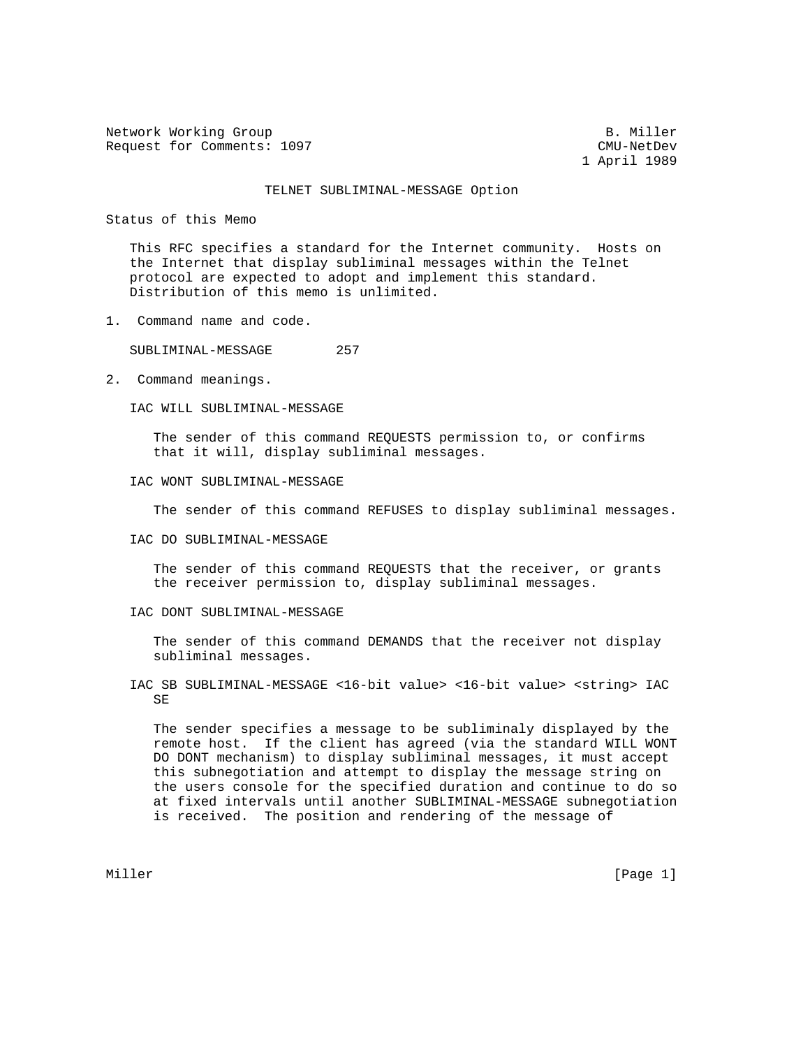Network Working Group B. Miller
Request for Comments: 1097 CMU-NetDev
1 April 1989

# TELNET SUBLIMINAL-MESSAGE Option

## Status of this Memo

This RFC specifies a standard for the Internet community. Hosts on the Internet that display subliminal messages within the Telnet protocol are expected to adopt and implement this standard. Distribution of this memo is unlimited.

## 1. Command name and code.

SUBLIMINAL-MESSAGE 257

## 2. Command meanings.

IAC WILL SUBLIMINAL-MESSAGE

The sender of this command REQUESTS permission to, or confirms that it will, display subliminal messages.

IAC WONT SUBLIMINAL-MESSAGE

The sender of this command REFUSES to display subliminal messages.

IAC DO SUBLIMINAL-MESSAGE

The sender of this command REQUESTS that the receiver, or grants the receiver permission to, display subliminal messages.

IAC DONT SUBLIMINAL-MESSAGE

The sender of this command DEMANDS that the receiver not display subliminal messages.

IAC SB SUBLIMINAL-MESSAGE <16-bit value> <16-bit value> <string> IAC SE

The sender specifies a message to be subliminaly displayed by the remote host. If the client has agreed (via the standard WILL WONT DO DONT mechanism) to display subliminal messages, it must accept this subnegotiation and attempt to display the message string on the users console for the specified duration and continue to do so at fixed intervals until another SUBLIMINAL-MESSAGE subnegotiation is received. The position and rendering of the message of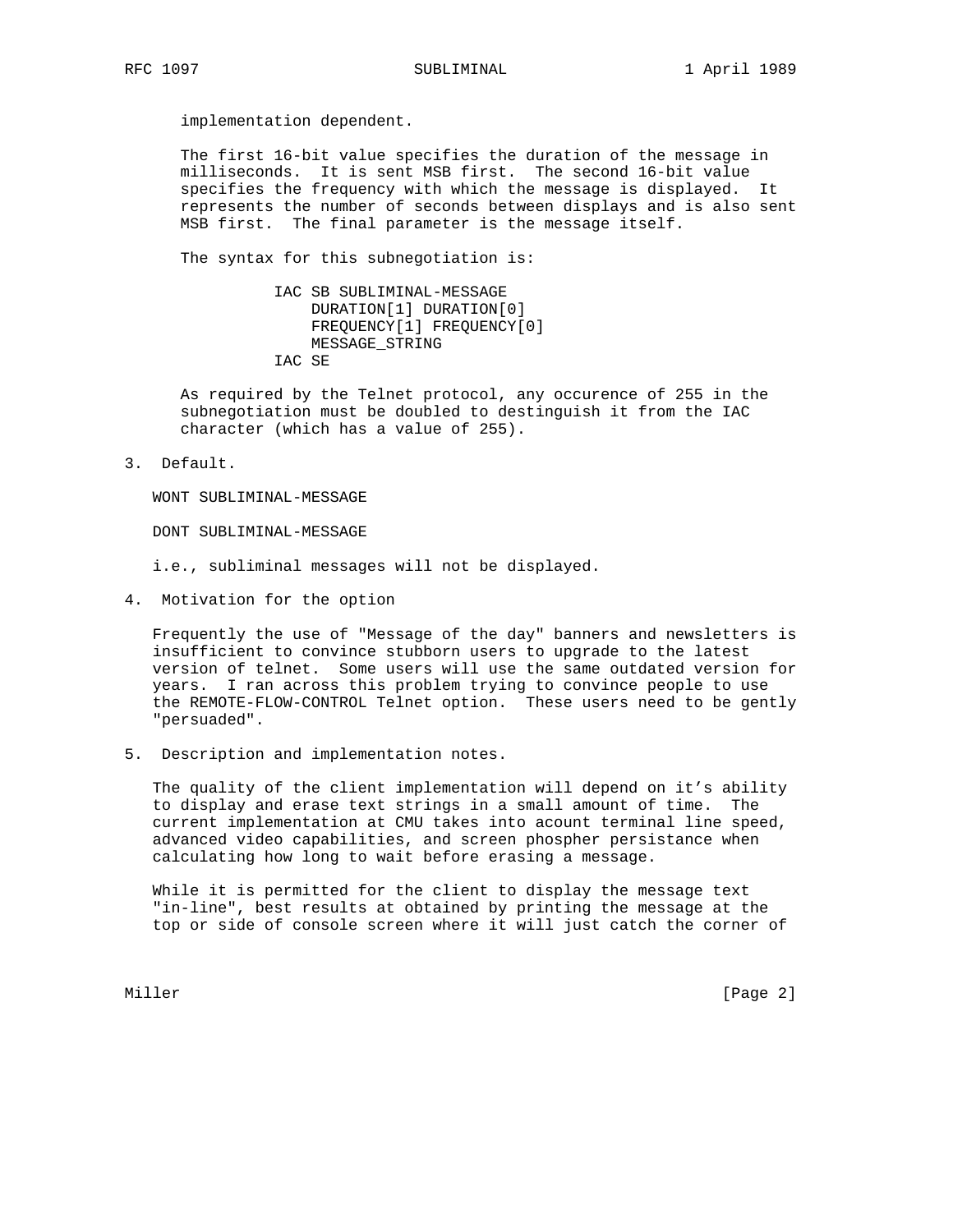implementation dependent.

The first 16-bit value specifies the duration of the message in milliseconds. It is sent MSB first. The second 16-bit value specifies the frequency with which the message is displayed. It represents the number of seconds between displays and is also sent MSB first. The final parameter is the message itself.

The syntax for this subnegotiation is:

```
IAC SB SUBLIMINAL-MESSAGE
    DURATION[1] DURATION[0]
    FREQUENCY[1] FREQUENCY[0]
    MESSAGE_STRING
IAC SE
```

As required by the Telnet protocol, any occurence of 255 in the subnegotiation must be doubled to destinguish it from the IAC character (which has a value of 255).

## 3. Default.

WONT SUBLIMINAL-MESSAGE

DONT SUBLIMINAL-MESSAGE

i.e., subliminal messages will not be displayed.

## 4. Motivation for the option

Frequently the use of "Message of the day" banners and newsletters is insufficient to convince stubborn users to upgrade to the latest version of telnet. Some users will use the same outdated version for years. I ran across this problem trying to convince people to use the REMOTE-FLOW-CONTROL Telnet option. These users need to be gently "persuaded".

## 5. Description and implementation notes.

The quality of the client implementation will depend on it’s ability to display and erase text strings in a small amount of time. The current implementation at CMU takes into acount terminal line speed, advanced video capabilities, and screen phospher persistance when calculating how long to wait before erasing a message.

While it is permitted for the client to display the message text "in-line", best results at obtained by printing the message at the top or side of console screen where it will just catch the corner of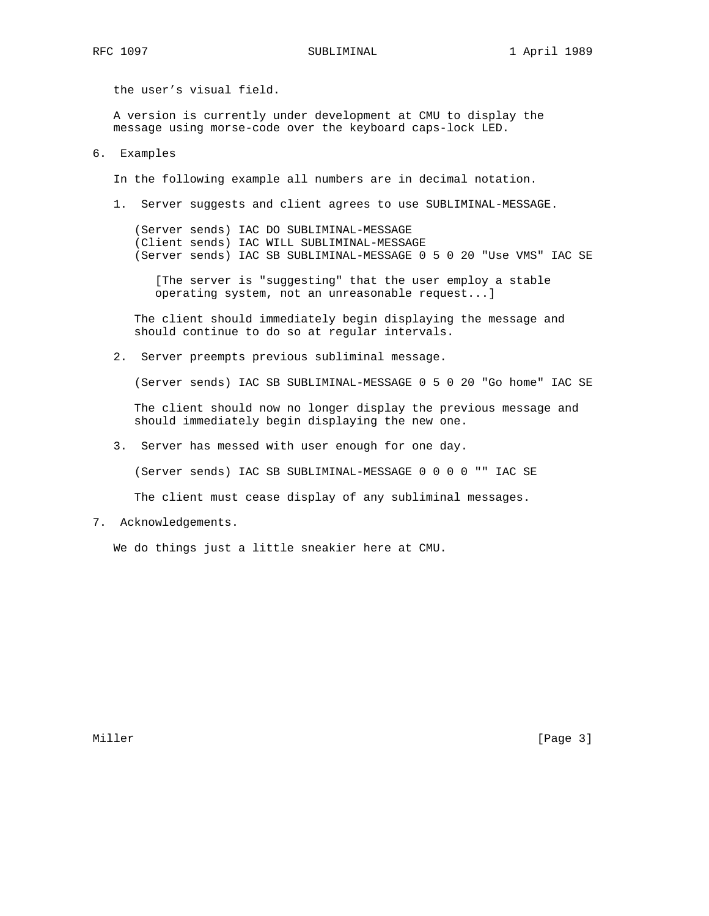the user's visual field.

A version is currently under development at CMU to display the message using morse-code over the keyboard caps-lock LED.

## 6. Examples

In the following example all numbers are in decimal notation.

1. Server suggests and client agrees to use SUBLIMINAL-MESSAGE.

```
(Server sends) IAC DO SUBLIMINAL-MESSAGE
(Client sends) IAC WILL SUBLIMINAL-MESSAGE
(Server sends) IAC SB SUBLIMINAL-MESSAGE 0 5 0 20 "Use VMS" IAC SE
```

[The server is "suggesting" that the user employ a stable operating system, not an unreasonable request...]

The client should immediately begin displaying the message and should continue to do so at regular intervals.

2. Server preempts previous subliminal message.

```
(Server sends) IAC SB SUBLIMINAL-MESSAGE 0 5 0 20 "Go home" IAC SE
```

The client should now no longer display the previous message and should immediately begin displaying the new one.

3. Server has messed with user enough for one day.

```
(Server sends) IAC SB SUBLIMINAL-MESSAGE 0 0 0 0 "" IAC SE
```

The client must cease display of any subliminal messages.

## 7. Acknowledgements.

We do things just a little sneakier here at CMU.